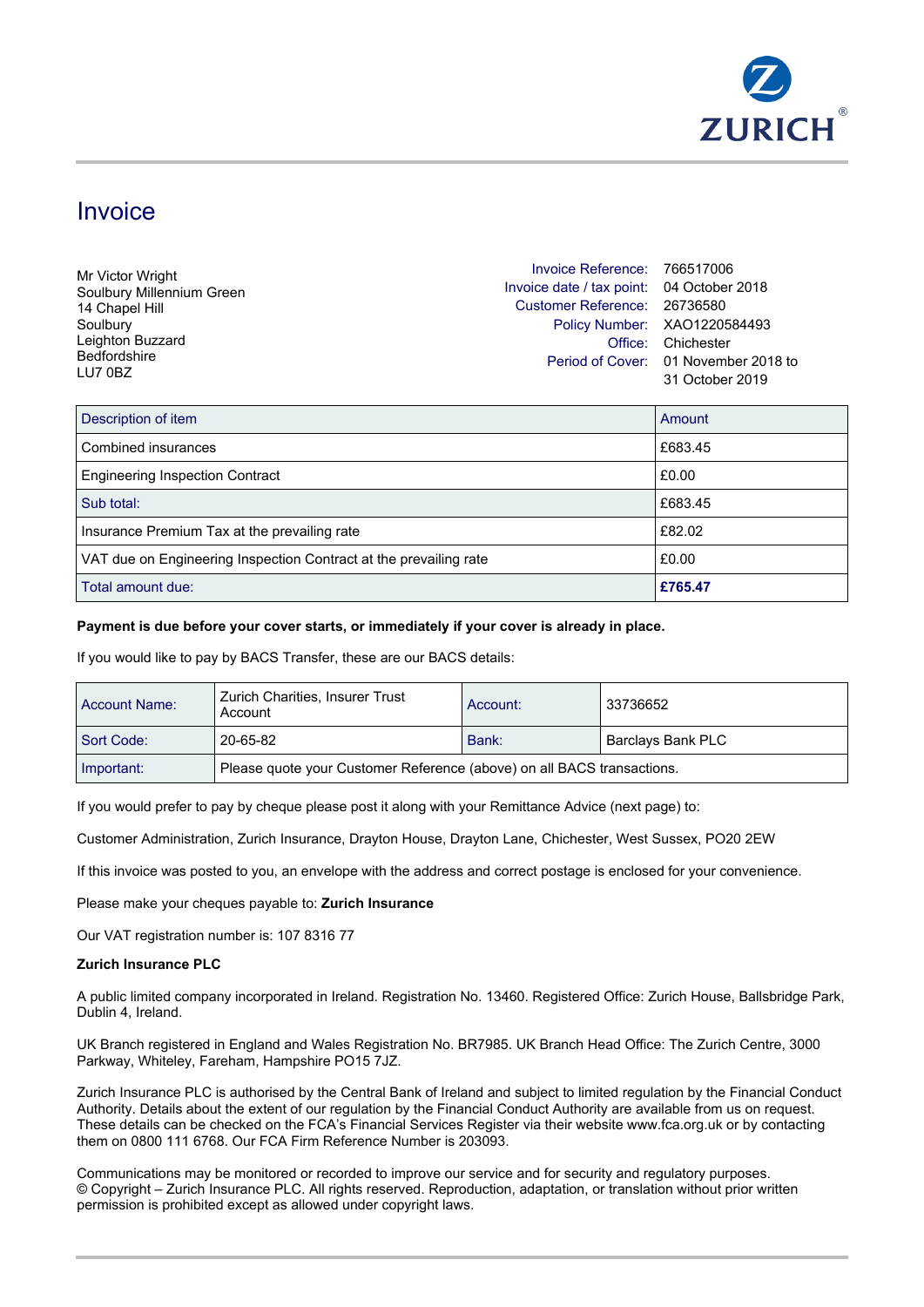ZURICH

# Invoice

Mr Victor Wright
Soulbury Millennium Green
14 Chapel Hill
Soulbury
Leighton Buzzard
Bedfordshire
LU7 0BZ

| | |
|---|---|
| Invoice Reference: | 766517006 |
| Invoice date / tax point: | 04 October 2018 |
| Customer Reference: | 26736580 |
| Policy Number: | XAO1220584493 |
| Office: | Chichester |
| Period of Cover: | 01 November 2018 to 31 October 2019 |

| Description of item | Amount |
|---|---|
| Combined insurances | £683.45 |
| Engineering Inspection Contract | £0.00 |
| Sub total: | £683.45 |
| Insurance Premium Tax at the prevailing rate | £82.02 |
| VAT due on Engineering Inspection Contract at the prevailing rate | £0.00 |
| Total amount due: | **£765.47** |

**Payment is due before your cover starts, or immediately if your cover is already in place.**

If you would like to pay by BACS Transfer, these are our BACS details:

| | | | |
|---|---|---|---|
| Account Name: | Zurich Charities, Insurer Trust Account | Account: | 33736652 |
| Sort Code: | 20-65-82 | Bank: | Barclays Bank PLC |
| Important: | Please quote your Customer Reference (above) on all BACS transactions. | | |

If you would prefer to pay by cheque please post it along with your Remittance Advice (next page) to:

Customer Administration, Zurich Insurance, Drayton House, Drayton Lane, Chichester, West Sussex, PO20 2EW

If this invoice was posted to you, an envelope with the address and correct postage is enclosed for your convenience.

Please make your cheques payable to: **Zurich Insurance**

Our VAT registration number is: 107 8316 77

**Zurich Insurance PLC**

A public limited company incorporated in Ireland. Registration No. 13460. Registered Office: Zurich House, Ballsbridge Park, Dublin 4, Ireland.

UK Branch registered in England and Wales Registration No. BR7985. UK Branch Head Office: The Zurich Centre, 3000 Parkway, Whiteley, Fareham, Hampshire PO15 7JZ.

Zurich Insurance PLC is authorised by the Central Bank of Ireland and subject to limited regulation by the Financial Conduct Authority. Details about the extent of our regulation by the Financial Conduct Authority are available from us on request. These details can be checked on the FCA's Financial Services Register via their website www.fca.org.uk or by contacting them on 0800 111 6768. Our FCA Firm Reference Number is 203093.

Communications may be monitored or recorded to improve our service and for security and regulatory purposes.
© Copyright – Zurich Insurance PLC. All rights reserved. Reproduction, adaptation, or translation without prior written permission is prohibited except as allowed under copyright laws.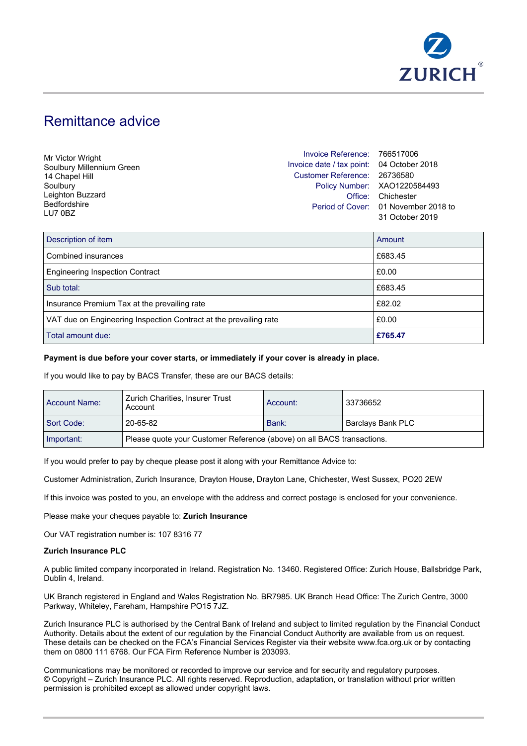ZURICH®

# Remittance advice

Mr Victor Wright
Soulbury Millennium Green
14 Chapel Hill
Soulbury
Leighton Buzzard
Bedfordshire
LU7 0BZ

| | |
|---|---|
| Invoice Reference: | 766517006 |
| Invoice date / tax point: | 04 October 2018 |
| Customer Reference: | 26736580 |
| Policy Number: | XAO1220584493 |
| Office: | Chichester |
| Period of Cover: | 01 November 2018 to 31 October 2019 |

| Description of item | Amount |
|---|---|
| Combined insurances | £683.45 |
| Engineering Inspection Contract | £0.00 |
| Sub total: | £683.45 |
| Insurance Premium Tax at the prevailing rate | £82.02 |
| VAT due on Engineering Inspection Contract at the prevailing rate | £0.00 |
| Total amount due: | **£765.47** |

**Payment is due before your cover starts, or immediately if your cover is already in place.**

If you would like to pay by BACS Transfer, these are our BACS details:

| | | | |
|---|---|---|---|
| Account Name: | Zurich Charities, Insurer Trust Account | Account: | 33736652 |
| Sort Code: | 20-65-82 | Bank: | Barclays Bank PLC |
| Important: | Please quote your Customer Reference (above) on all BACS transactions. | | |

If you would prefer to pay by cheque please post it along with your Remittance Advice to:

Customer Administration, Zurich Insurance, Drayton House, Drayton Lane, Chichester, West Sussex, PO20 2EW

If this invoice was posted to you, an envelope with the address and correct postage is enclosed for your convenience.

Please make your cheques payable to: **Zurich Insurance**

Our VAT registration number is: 107 8316 77

**Zurich Insurance PLC**

A public limited company incorporated in Ireland. Registration No. 13460. Registered Office: Zurich House, Ballsbridge Park, Dublin 4, Ireland.

UK Branch registered in England and Wales Registration No. BR7985. UK Branch Head Office: The Zurich Centre, 3000 Parkway, Whiteley, Fareham, Hampshire PO15 7JZ.

Zurich Insurance PLC is authorised by the Central Bank of Ireland and subject to limited regulation by the Financial Conduct Authority. Details about the extent of our regulation by the Financial Conduct Authority are available from us on request. These details can be checked on the FCA's Financial Services Register via their website www.fca.org.uk or by contacting them on 0800 111 6768. Our FCA Firm Reference Number is 203093.

Communications may be monitored or recorded to improve our service and for security and regulatory purposes.
© Copyright – Zurich Insurance PLC. All rights reserved. Reproduction, adaptation, or translation without prior written permission is prohibited except as allowed under copyright laws.